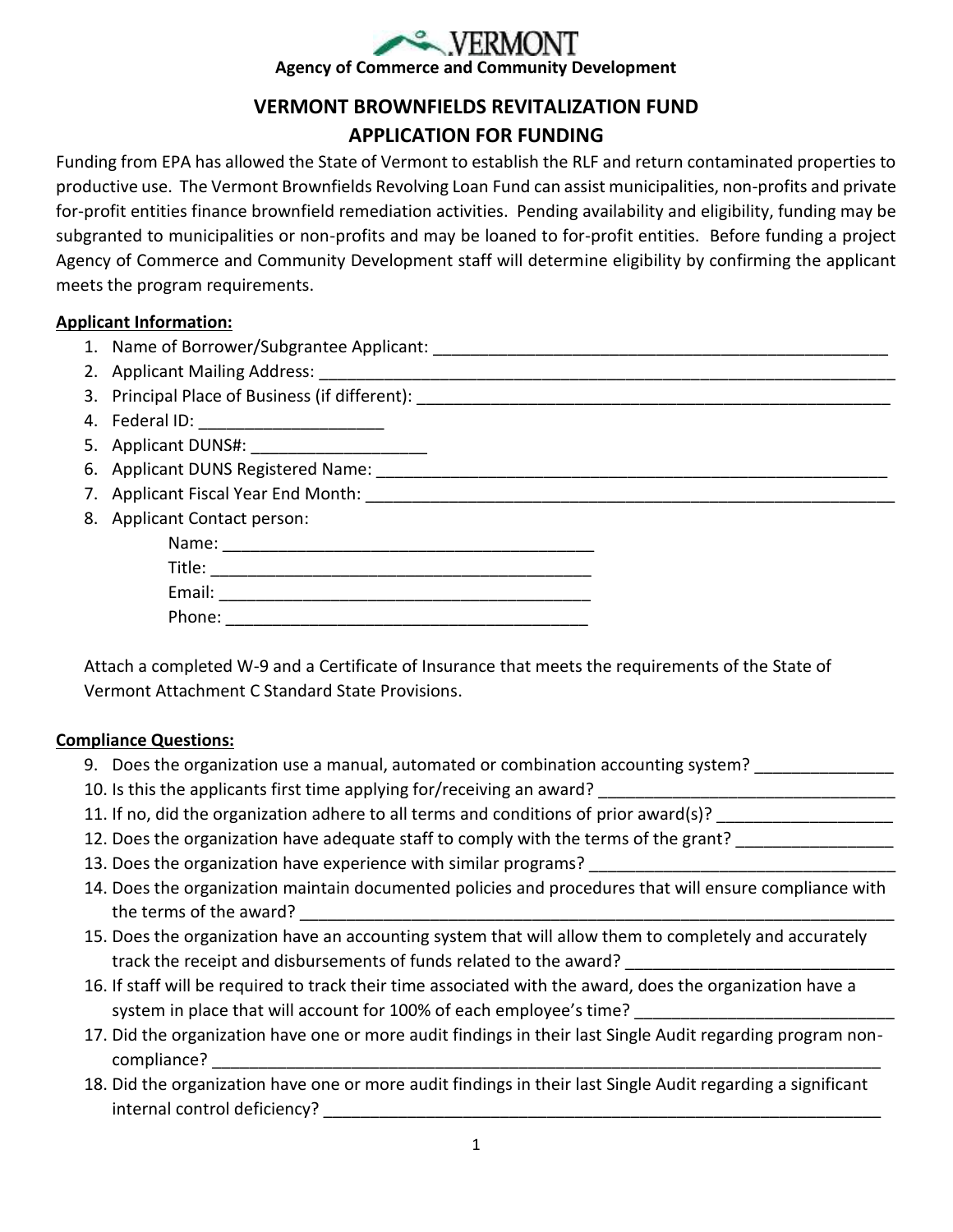VERMONT

Agency of Commerce and Community Development

# VERMONT BROWNFIELDS REVITALIZATION FUND
# APPLICATION FOR FUNDING

Funding from EPA has allowed the State of Vermont to establish the RLF and return contaminated properties to productive use. The Vermont Brownfields Revolving Loan Fund can assist municipalities, non-profits and private for-profit entities finance brownfield remediation activities. Pending availability and eligibility, funding may be subgranted to municipalities or non-profits and may be loaned to for-profit entities. Before funding a project Agency of Commerce and Community Development staff will determine eligibility by confirming the applicant meets the program requirements.

**Applicant Information:**

1. Name of Borrower/Subgrantee Applicant: ___________________________________________________
2. Applicant Mailing Address: ______________________________________________________________
3. Principal Place of Business (if different): _____________________________________________________
4. Federal ID: ____________________
5. Applicant DUNS#: ___________________
6. Applicant DUNS Registered Name: _________________________________________________________
7. Applicant Fiscal Year End Month: __________________________________________________________
8. Applicant Contact person:
   - Name: ________________________________________
   - Title: _________________________________________
   - Email: ________________________________________
   - Phone: _______________________________________

Attach a completed W-9 and a Certificate of Insurance that meets the requirements of the State of Vermont Attachment C Standard State Provisions.

**Compliance Questions:**

9. Does the organization use a manual, automated or combination accounting system? _______________
10. Is this the applicants first time applying for/receiving an award? _________________________________
11. If no, did the organization adhere to all terms and conditions of prior award(s)? ___________________
12. Does the organization have adequate staff to comply with the terms of the grant? _________________
13. Does the organization have experience with similar programs? _________________________________
14. Does the organization maintain documented policies and procedures that will ensure compliance with the terms of the award? ____________________________________________________________________
15. Does the organization have an accounting system that will allow them to completely and accurately track the receipt and disbursements of funds related to the award? _____________________________
16. If staff will be required to track their time associated with the award, does the organization have a system in place that will account for 100% of each employee's time? ____________________________
17. Did the organization have one or more audit findings in their last Single Audit regarding program non-compliance? __________________________________________________________________________
18. Did the organization have one or more audit findings in their last Single Audit regarding a significant internal control deficiency? _______________________________________________________________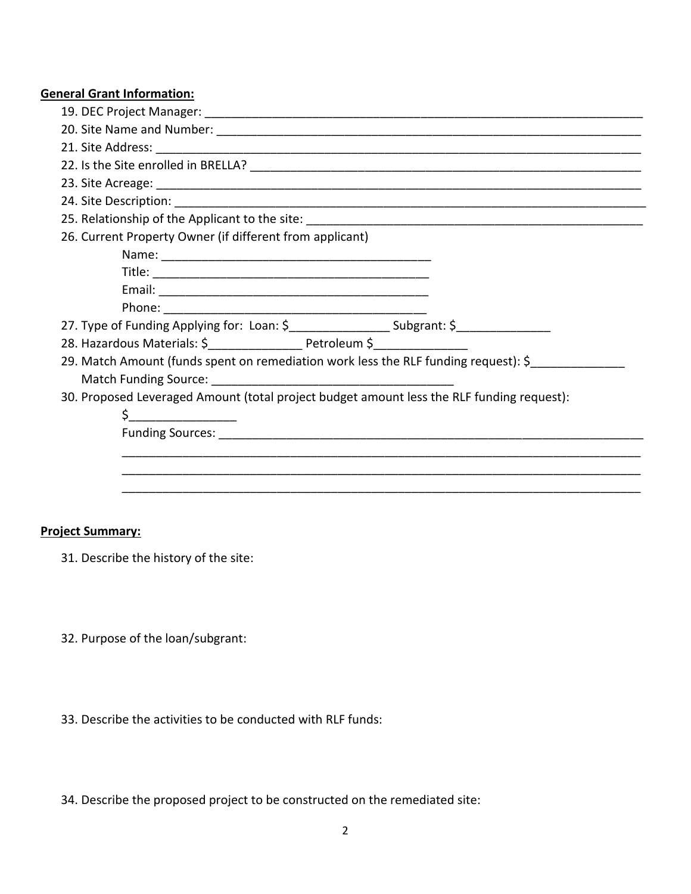**General Grant Information:**

19. DEC Project Manager: ___________________________________________________________________
20. Site Name and Number: _________________________________________________________________
21. Site Address: _________________________________________________________________________
22. Is the Site enrolled in BRELLA? ____________________________________________________________
23. Site Acreage: _________________________________________________________________________
24. Site Description: _______________________________________________________________________
25. Relationship of the Applicant to the site: __________________________________________________
26. Current Property Owner (if different from applicant)

    Name: _________________________________________

    Title: _________________________________________

    Email: _________________________________________

    Phone: ________________________________________
27. Type of Funding Applying for: Loan: $_______________ Subgrant: $______________
28. Hazardous Materials: $______________ Petroleum $______________
29. Match Amount (funds spent on remediation work less the RLF funding request): $______________

    Match Funding Source: ____________________________________
30. Proposed Leveraged Amount (total project budget amount less the RLF funding request):

    $________________

    Funding Sources: _______________________________________________________________

    _____________________________________________________________________________

    _____________________________________________________________________________

    _____________________________________________________________________________

**Project Summary:**

31. Describe the history of the site:

32. Purpose of the loan/subgrant:

33. Describe the activities to be conducted with RLF funds:

34. Describe the proposed project to be constructed on the remediated site: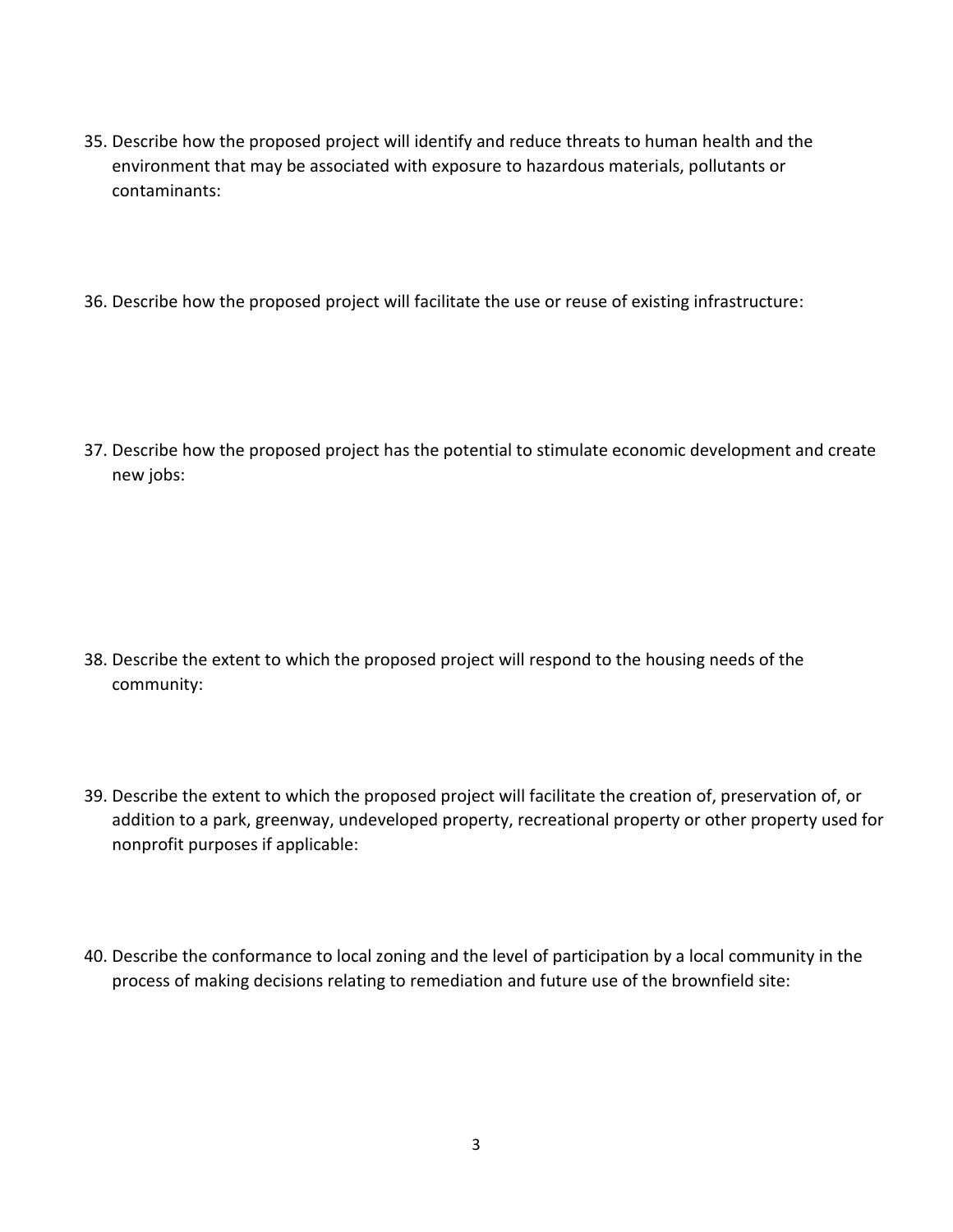35. Describe how the proposed project will identify and reduce threats to human health and the environment that may be associated with exposure to hazardous materials, pollutants or contaminants:

36. Describe how the proposed project will facilitate the use or reuse of existing infrastructure:

37. Describe how the proposed project has the potential to stimulate economic development and create new jobs:

38. Describe the extent to which the proposed project will respond to the housing needs of the community:

39. Describe the extent to which the proposed project will facilitate the creation of, preservation of, or addition to a park, greenway, undeveloped property, recreational property or other property used for nonprofit purposes if applicable:

40. Describe the conformance to local zoning and the level of participation by a local community in the process of making decisions relating to remediation and future use of the brownfield site: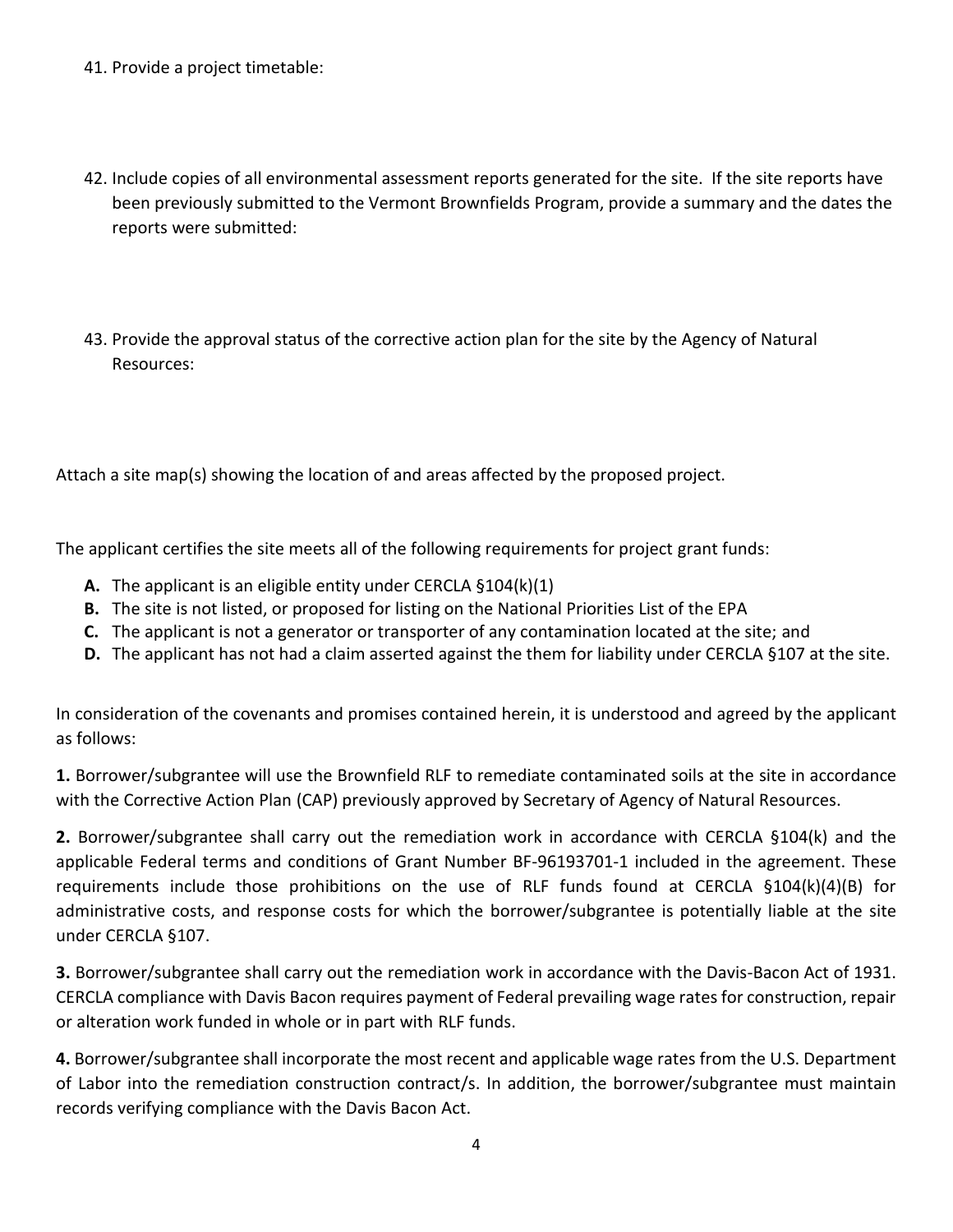41. Provide a project timetable:

42. Include copies of all environmental assessment reports generated for the site. If the site reports have been previously submitted to the Vermont Brownfields Program, provide a summary and the dates the reports were submitted:

43. Provide the approval status of the corrective action plan for the site by the Agency of Natural Resources:

Attach a site map(s) showing the location of and areas affected by the proposed project.

The applicant certifies the site meets all of the following requirements for project grant funds:

- **A.** The applicant is an eligible entity under CERCLA §104(k)(1)
- **B.** The site is not listed, or proposed for listing on the National Priorities List of the EPA
- **C.** The applicant is not a generator or transporter of any contamination located at the site; and
- **D.** The applicant has not had a claim asserted against the them for liability under CERCLA §107 at the site.

In consideration of the covenants and promises contained herein, it is understood and agreed by the applicant as follows:

**1.** Borrower/subgrantee will use the Brownfield RLF to remediate contaminated soils at the site in accordance with the Corrective Action Plan (CAP) previously approved by Secretary of Agency of Natural Resources.

**2.** Borrower/subgrantee shall carry out the remediation work in accordance with CERCLA §104(k) and the applicable Federal terms and conditions of Grant Number BF-96193701-1 included in the agreement. These requirements include those prohibitions on the use of RLF funds found at CERCLA §104(k)(4)(B) for administrative costs, and response costs for which the borrower/subgrantee is potentially liable at the site under CERCLA §107.

**3.** Borrower/subgrantee shall carry out the remediation work in accordance with the Davis-Bacon Act of 1931. CERCLA compliance with Davis Bacon requires payment of Federal prevailing wage rates for construction, repair or alteration work funded in whole or in part with RLF funds.

**4.** Borrower/subgrantee shall incorporate the most recent and applicable wage rates from the U.S. Department of Labor into the remediation construction contract/s. In addition, the borrower/subgrantee must maintain records verifying compliance with the Davis Bacon Act.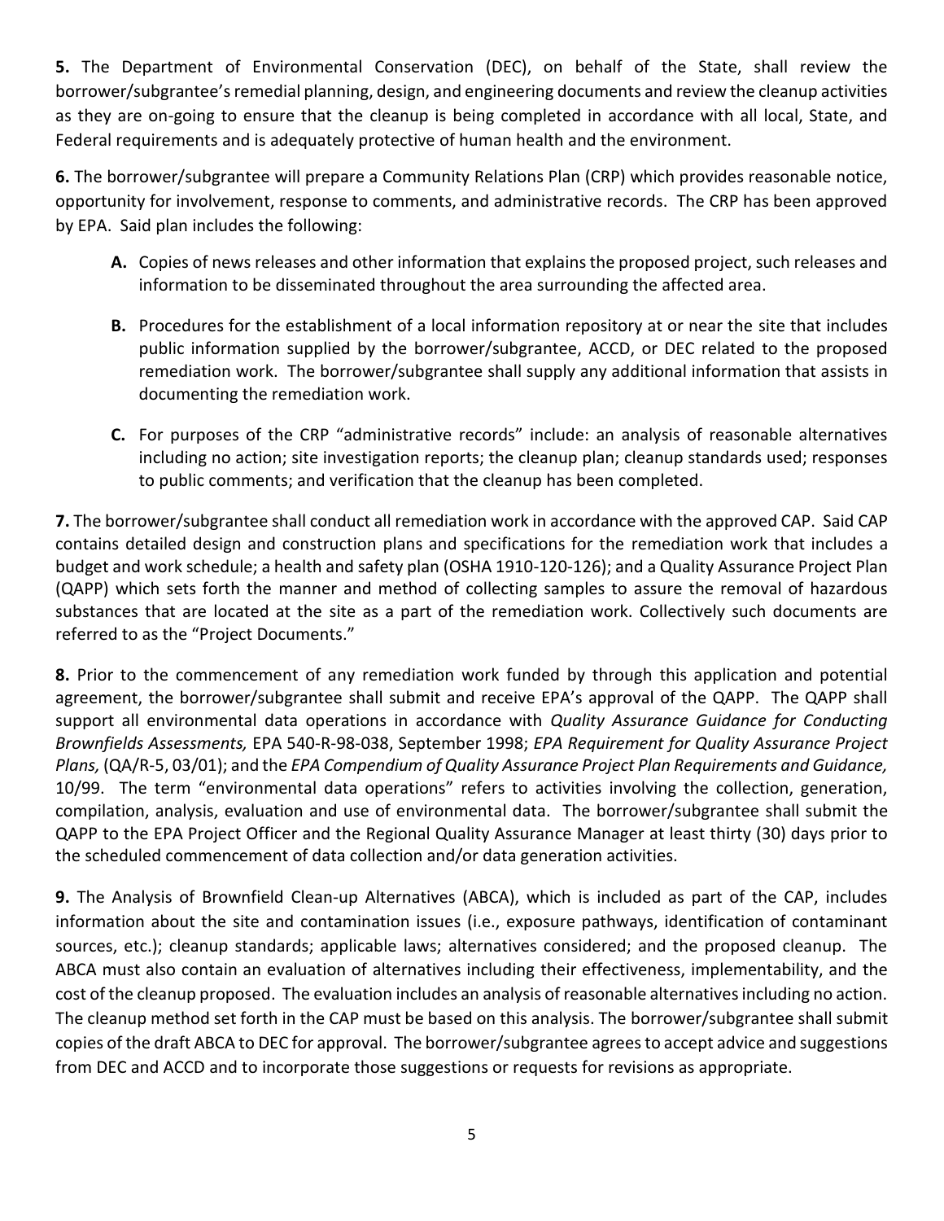**5.** The Department of Environmental Conservation (DEC), on behalf of the State, shall review the borrower/subgrantee's remedial planning, design, and engineering documents and review the cleanup activities as they are on-going to ensure that the cleanup is being completed in accordance with all local, State, and Federal requirements and is adequately protective of human health and the environment.

**6.** The borrower/subgrantee will prepare a Community Relations Plan (CRP) which provides reasonable notice, opportunity for involvement, response to comments, and administrative records. The CRP has been approved by EPA. Said plan includes the following:

- **A.** Copies of news releases and other information that explains the proposed project, such releases and information to be disseminated throughout the area surrounding the affected area.

- **B.** Procedures for the establishment of a local information repository at or near the site that includes public information supplied by the borrower/subgrantee, ACCD, or DEC related to the proposed remediation work. The borrower/subgrantee shall supply any additional information that assists in documenting the remediation work.

- **C.** For purposes of the CRP "administrative records" include: an analysis of reasonable alternatives including no action; site investigation reports; the cleanup plan; cleanup standards used; responses to public comments; and verification that the cleanup has been completed.

**7.** The borrower/subgrantee shall conduct all remediation work in accordance with the approved CAP. Said CAP contains detailed design and construction plans and specifications for the remediation work that includes a budget and work schedule; a health and safety plan (OSHA 1910-120-126); and a Quality Assurance Project Plan (QAPP) which sets forth the manner and method of collecting samples to assure the removal of hazardous substances that are located at the site as a part of the remediation work. Collectively such documents are referred to as the "Project Documents."

**8.** Prior to the commencement of any remediation work funded by through this application and potential agreement, the borrower/subgrantee shall submit and receive EPA's approval of the QAPP. The QAPP shall support all environmental data operations in accordance with *Quality Assurance Guidance for Conducting Brownfields Assessments,* EPA 540-R-98-038, September 1998; *EPA Requirement for Quality Assurance Project Plans,* (QA/R-5, 03/01); and the *EPA Compendium of Quality Assurance Project Plan Requirements and Guidance,* 10/99. The term "environmental data operations" refers to activities involving the collection, generation, compilation, analysis, evaluation and use of environmental data. The borrower/subgrantee shall submit the QAPP to the EPA Project Officer and the Regional Quality Assurance Manager at least thirty (30) days prior to the scheduled commencement of data collection and/or data generation activities.

**9.** The Analysis of Brownfield Clean-up Alternatives (ABCA), which is included as part of the CAP, includes information about the site and contamination issues (i.e., exposure pathways, identification of contaminant sources, etc.); cleanup standards; applicable laws; alternatives considered; and the proposed cleanup. The ABCA must also contain an evaluation of alternatives including their effectiveness, implementability, and the cost of the cleanup proposed. The evaluation includes an analysis of reasonable alternatives including no action. The cleanup method set forth in the CAP must be based on this analysis. The borrower/subgrantee shall submit copies of the draft ABCA to DEC for approval. The borrower/subgrantee agrees to accept advice and suggestions from DEC and ACCD and to incorporate those suggestions or requests for revisions as appropriate.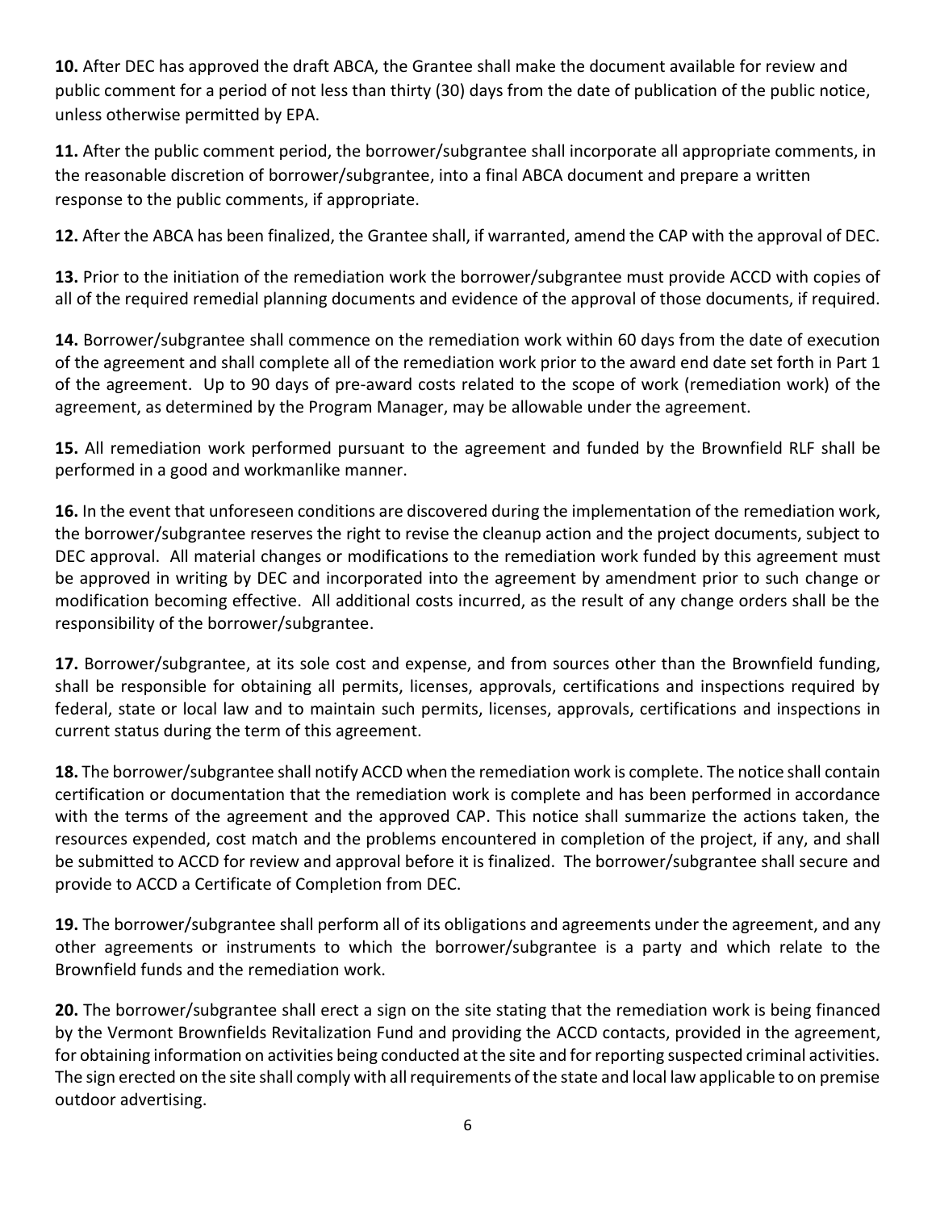**10.** After DEC has approved the draft ABCA, the Grantee shall make the document available for review and public comment for a period of not less than thirty (30) days from the date of publication of the public notice, unless otherwise permitted by EPA.

**11.** After the public comment period, the borrower/subgrantee shall incorporate all appropriate comments, in the reasonable discretion of borrower/subgrantee, into a final ABCA document and prepare a written response to the public comments, if appropriate.

**12.** After the ABCA has been finalized, the Grantee shall, if warranted, amend the CAP with the approval of DEC.

**13.** Prior to the initiation of the remediation work the borrower/subgrantee must provide ACCD with copies of all of the required remedial planning documents and evidence of the approval of those documents, if required.

**14.** Borrower/subgrantee shall commence on the remediation work within 60 days from the date of execution of the agreement and shall complete all of the remediation work prior to the award end date set forth in Part 1 of the agreement. Up to 90 days of pre-award costs related to the scope of work (remediation work) of the agreement, as determined by the Program Manager, may be allowable under the agreement.

**15.** All remediation work performed pursuant to the agreement and funded by the Brownfield RLF shall be performed in a good and workmanlike manner.

**16.** In the event that unforeseen conditions are discovered during the implementation of the remediation work, the borrower/subgrantee reserves the right to revise the cleanup action and the project documents, subject to DEC approval. All material changes or modifications to the remediation work funded by this agreement must be approved in writing by DEC and incorporated into the agreement by amendment prior to such change or modification becoming effective. All additional costs incurred, as the result of any change orders shall be the responsibility of the borrower/subgrantee.

**17.** Borrower/subgrantee, at its sole cost and expense, and from sources other than the Brownfield funding, shall be responsible for obtaining all permits, licenses, approvals, certifications and inspections required by federal, state or local law and to maintain such permits, licenses, approvals, certifications and inspections in current status during the term of this agreement.

**18.** The borrower/subgrantee shall notify ACCD when the remediation work is complete. The notice shall contain certification or documentation that the remediation work is complete and has been performed in accordance with the terms of the agreement and the approved CAP. This notice shall summarize the actions taken, the resources expended, cost match and the problems encountered in completion of the project, if any, and shall be submitted to ACCD for review and approval before it is finalized. The borrower/subgrantee shall secure and provide to ACCD a Certificate of Completion from DEC.

**19.** The borrower/subgrantee shall perform all of its obligations and agreements under the agreement, and any other agreements or instruments to which the borrower/subgrantee is a party and which relate to the Brownfield funds and the remediation work.

**20.** The borrower/subgrantee shall erect a sign on the site stating that the remediation work is being financed by the Vermont Brownfields Revitalization Fund and providing the ACCD contacts, provided in the agreement, for obtaining information on activities being conducted at the site and for reporting suspected criminal activities. The sign erected on the site shall comply with all requirements of the state and local law applicable to on premise outdoor advertising.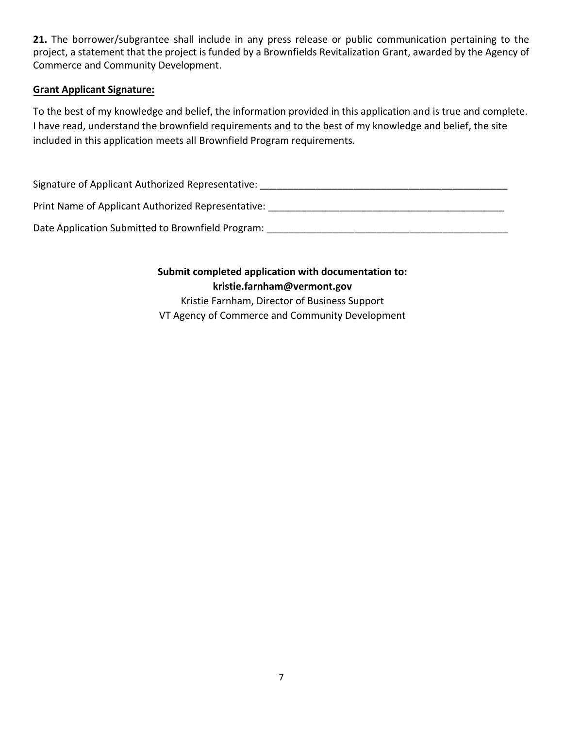**21.** The borrower/subgrantee shall include in any press release or public communication pertaining to the project, a statement that the project is funded by a Brownfields Revitalization Grant, awarded by the Agency of Commerce and Community Development.

**Grant Applicant Signature:**

To the best of my knowledge and belief, the information provided in this application and is true and complete. I have read, understand the brownfield requirements and to the best of my knowledge and belief, the site included in this application meets all Brownfield Program requirements.

Signature of Applicant Authorized Representative: _______________________________________________

Print Name of Applicant Authorized Representative: ____________________________________________

Date Application Submitted to Brownfield Program: ______________________________________________

**Submit completed application with documentation to:**
**kristie.farnham@vermont.gov**
Kristie Farnham, Director of Business Support
VT Agency of Commerce and Community Development